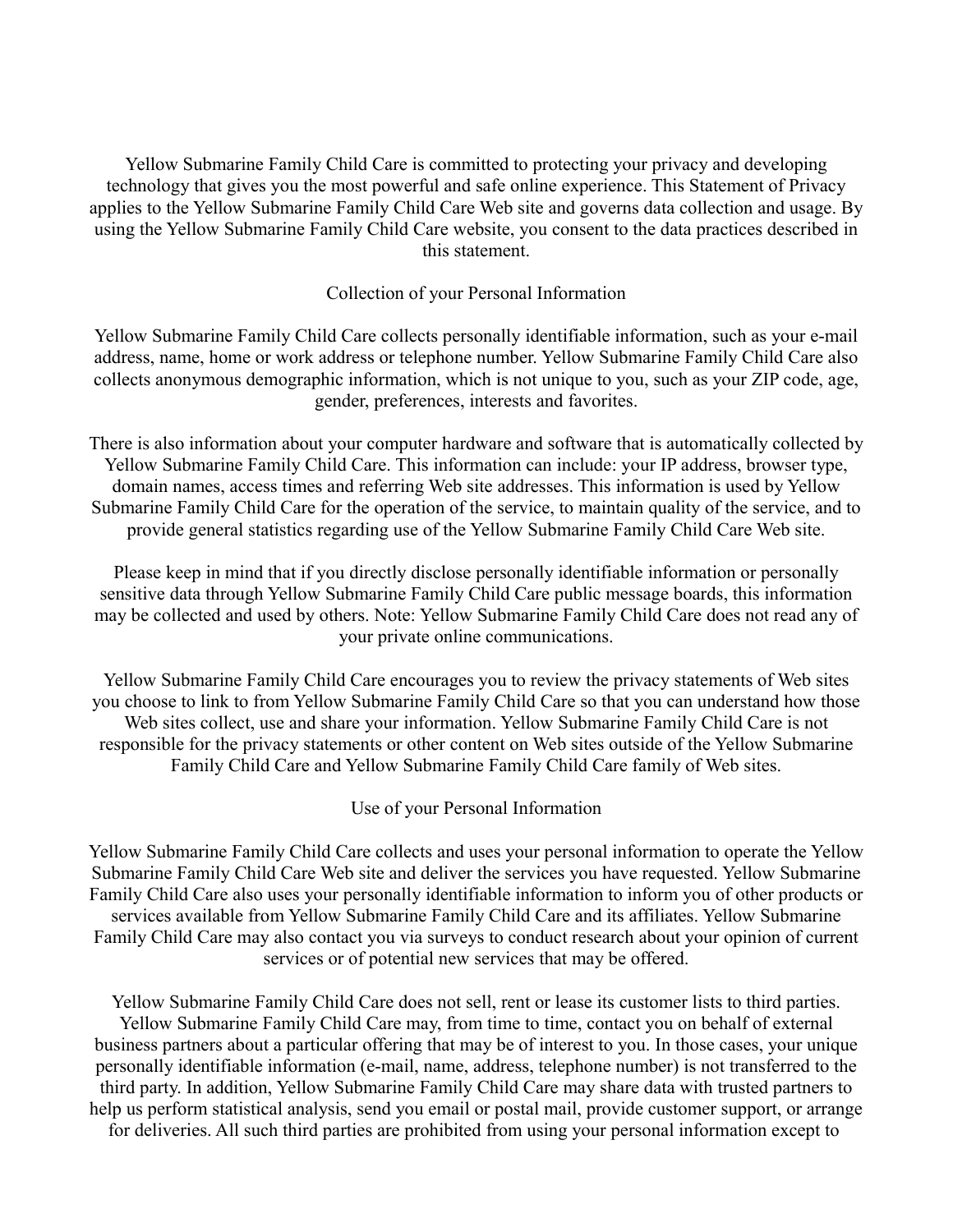Yellow Submarine Family Child Care is committed to protecting your privacy and developing technology that gives you the most powerful and safe online experience. This Statement of Privacy applies to the Yellow Submarine Family Child Care Web site and governs data collection and usage. By using the Yellow Submarine Family Child Care website, you consent to the data practices described in this statement.

## Collection of your Personal Information

Yellow Submarine Family Child Care collects personally identifiable information, such as your e-mail address, name, home or work address or telephone number. Yellow Submarine Family Child Care also collects anonymous demographic information, which is not unique to you, such as your ZIP code, age, gender, preferences, interests and favorites.

There is also information about your computer hardware and software that is automatically collected by Yellow Submarine Family Child Care. This information can include: your IP address, browser type, domain names, access times and referring Web site addresses. This information is used by Yellow Submarine Family Child Care for the operation of the service, to maintain quality of the service, and to provide general statistics regarding use of the Yellow Submarine Family Child Care Web site.

Please keep in mind that if you directly disclose personally identifiable information or personally sensitive data through Yellow Submarine Family Child Care public message boards, this information may be collected and used by others. Note: Yellow Submarine Family Child Care does not read any of your private online communications.

Yellow Submarine Family Child Care encourages you to review the privacy statements of Web sites you choose to link to from Yellow Submarine Family Child Care so that you can understand how those Web sites collect, use and share your information. Yellow Submarine Family Child Care is not responsible for the privacy statements or other content on Web sites outside of the Yellow Submarine Family Child Care and Yellow Submarine Family Child Care family of Web sites.

## Use of your Personal Information

Yellow Submarine Family Child Care collects and uses your personal information to operate the Yellow Submarine Family Child Care Web site and deliver the services you have requested. Yellow Submarine Family Child Care also uses your personally identifiable information to inform you of other products or services available from Yellow Submarine Family Child Care and its affiliates. Yellow Submarine Family Child Care may also contact you via surveys to conduct research about your opinion of current services or of potential new services that may be offered.

Yellow Submarine Family Child Care does not sell, rent or lease its customer lists to third parties. Yellow Submarine Family Child Care may, from time to time, contact you on behalf of external business partners about a particular offering that may be of interest to you. In those cases, your unique personally identifiable information (e-mail, name, address, telephone number) is not transferred to the third party. In addition, Yellow Submarine Family Child Care may share data with trusted partners to help us perform statistical analysis, send you email or postal mail, provide customer support, or arrange for deliveries. All such third parties are prohibited from using your personal information except to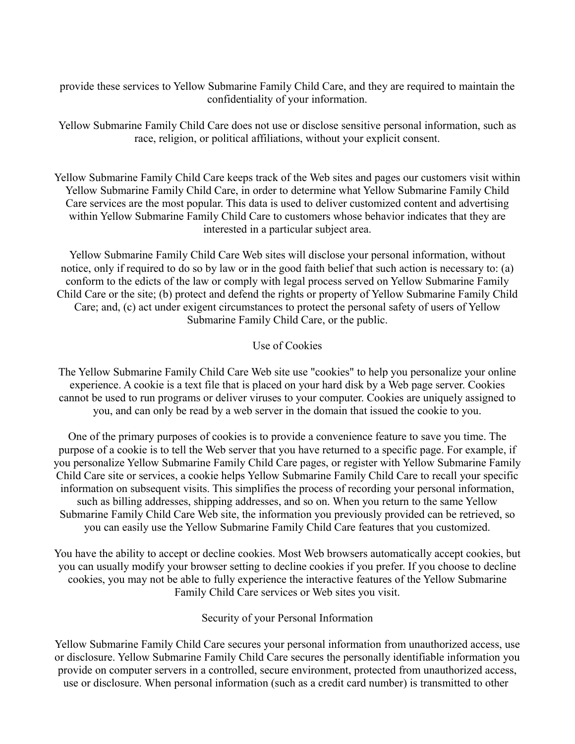provide these services to Yellow Submarine Family Child Care, and they are required to maintain the confidentiality of your information.

Yellow Submarine Family Child Care does not use or disclose sensitive personal information, such as race, religion, or political affiliations, without your explicit consent.

Yellow Submarine Family Child Care keeps track of the Web sites and pages our customers visit within Yellow Submarine Family Child Care, in order to determine what Yellow Submarine Family Child Care services are the most popular. This data is used to deliver customized content and advertising within Yellow Submarine Family Child Care to customers whose behavior indicates that they are interested in a particular subject area.

Yellow Submarine Family Child Care Web sites will disclose your personal information, without notice, only if required to do so by law or in the good faith belief that such action is necessary to: (a) conform to the edicts of the law or comply with legal process served on Yellow Submarine Family Child Care or the site; (b) protect and defend the rights or property of Yellow Submarine Family Child Care; and, (c) act under exigent circumstances to protect the personal safety of users of Yellow Submarine Family Child Care, or the public.

## Use of Cookies

The Yellow Submarine Family Child Care Web site use "cookies" to help you personalize your online experience. A cookie is a text file that is placed on your hard disk by a Web page server. Cookies cannot be used to run programs or deliver viruses to your computer. Cookies are uniquely assigned to you, and can only be read by a web server in the domain that issued the cookie to you.

One of the primary purposes of cookies is to provide a convenience feature to save you time. The purpose of a cookie is to tell the Web server that you have returned to a specific page. For example, if you personalize Yellow Submarine Family Child Care pages, or register with Yellow Submarine Family Child Care site or services, a cookie helps Yellow Submarine Family Child Care to recall your specific information on subsequent visits. This simplifies the process of recording your personal information, such as billing addresses, shipping addresses, and so on. When you return to the same Yellow Submarine Family Child Care Web site, the information you previously provided can be retrieved, so you can easily use the Yellow Submarine Family Child Care features that you customized.

You have the ability to accept or decline cookies. Most Web browsers automatically accept cookies, but you can usually modify your browser setting to decline cookies if you prefer. If you choose to decline cookies, you may not be able to fully experience the interactive features of the Yellow Submarine Family Child Care services or Web sites you visit.

## Security of your Personal Information

Yellow Submarine Family Child Care secures your personal information from unauthorized access, use or disclosure. Yellow Submarine Family Child Care secures the personally identifiable information you provide on computer servers in a controlled, secure environment, protected from unauthorized access, use or disclosure. When personal information (such as a credit card number) is transmitted to other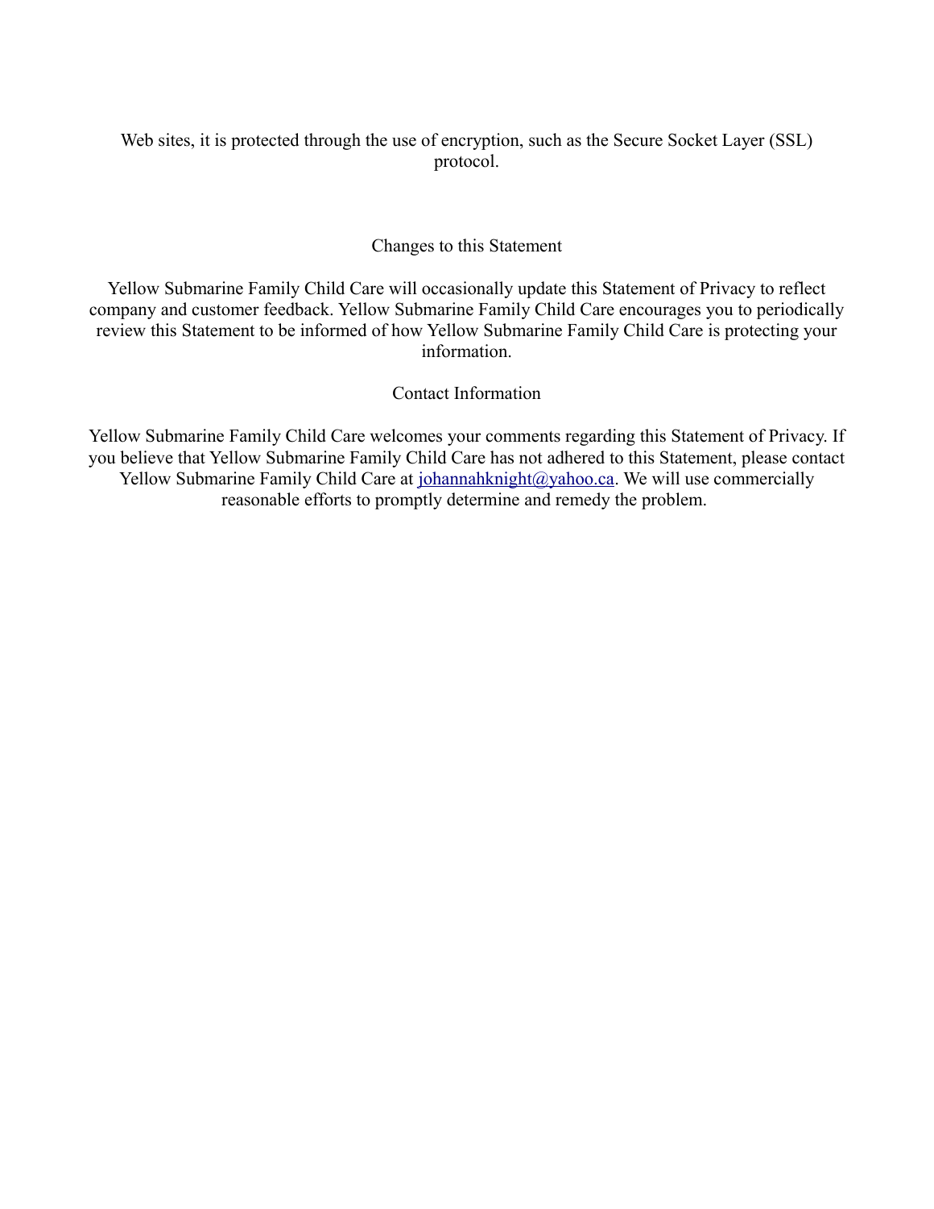Web sites, it is protected through the use of encryption, such as the Secure Socket Layer (SSL) protocol.

## Changes to this Statement

Yellow Submarine Family Child Care will occasionally update this Statement of Privacy to reflect company and customer feedback. Yellow Submarine Family Child Care encourages you to periodically review this Statement to be informed of how Yellow Submarine Family Child Care is protecting your information.

## Contact Information

Yellow Submarine Family Child Care welcomes your comments regarding this Statement of Privacy. If you believe that Yellow Submarine Family Child Care has not adhered to this Statement, please contact Yellow Submarine Family Child Care at johannahknight@yahoo.ca. We will use commercially reasonable efforts to promptly determine and remedy the problem.